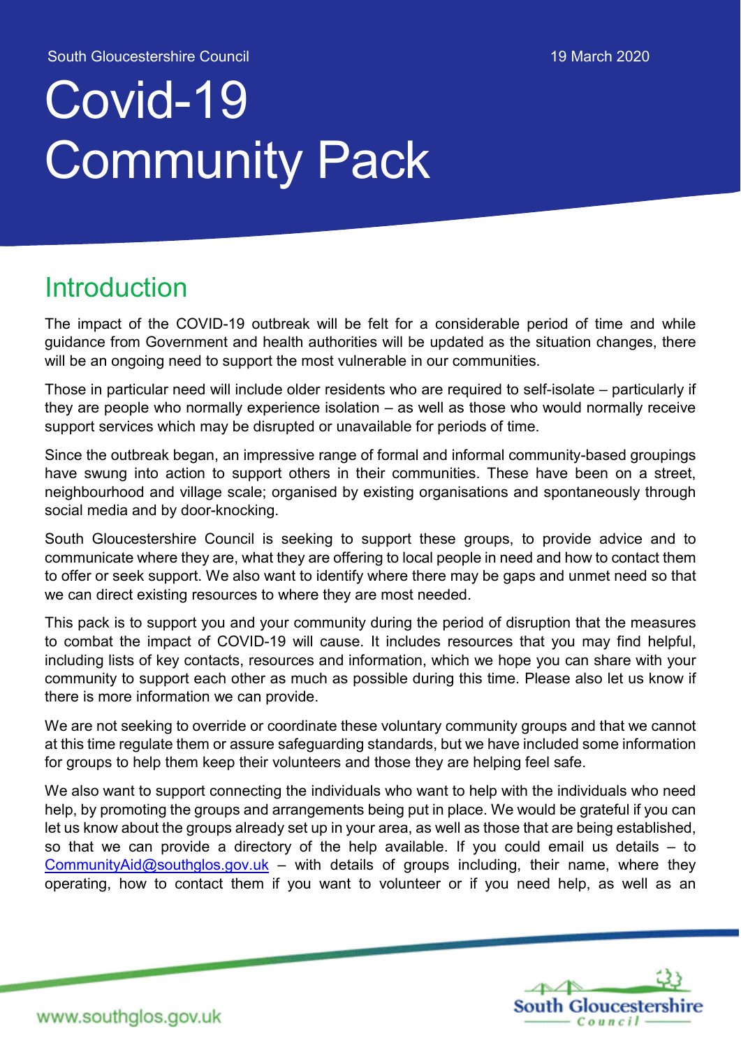South Gloucestershire Council

19 March 2020

# Covid-19 Community Pack

## Introduction

The impact of the COVID-19 outbreak will be felt for a considerable period of time and while guidance from Government and health authorities will be updated as the situation changes, there will be an ongoing need to support the most vulnerable in our communities.

Those in particular need will include older residents who are required to self-isolate – particularly if they are people who normally experience isolation – as well as those who would normally receive support services which may be disrupted or unavailable for periods of time.

Since the outbreak began, an impressive range of formal and informal community-based groupings have swung into action to support others in their communities. These have been on a street, neighbourhood and village scale; organised by existing organisations and spontaneously through social media and by door-knocking.

South Gloucestershire Council is seeking to support these groups, to provide advice and to communicate where they are, what they are offering to local people in need and how to contact them to offer or seek support. We also want to identify where there may be gaps and unmet need so that we can direct existing resources to where they are most needed.

This pack is to support you and your community during the period of disruption that the measures to combat the impact of COVID-19 will cause. It includes resources that you may find helpful, including lists of key contacts, resources and information, which we hope you can share with your community to support each other as much as possible during this time. Please also let us know if there is more information we can provide.

We are not seeking to override or coordinate these voluntary community groups and that we cannot at this time regulate them or assure safeguarding standards, but we have included some information for groups to help them keep their volunteers and those they are helping feel safe.

We also want to support connecting the individuals who want to help with the individuals who need help, by promoting the groups and arrangements being put in place. We would be grateful if you can let us know about the groups already set up in your area, as well as those that are being established, so that we can provide a directory of the help available. If you could email us details – to CommunityAid@southglos.gov.uk – with details of groups including, their name, where they operating, how to contact them if you want to volunteer or if you need help, as well as an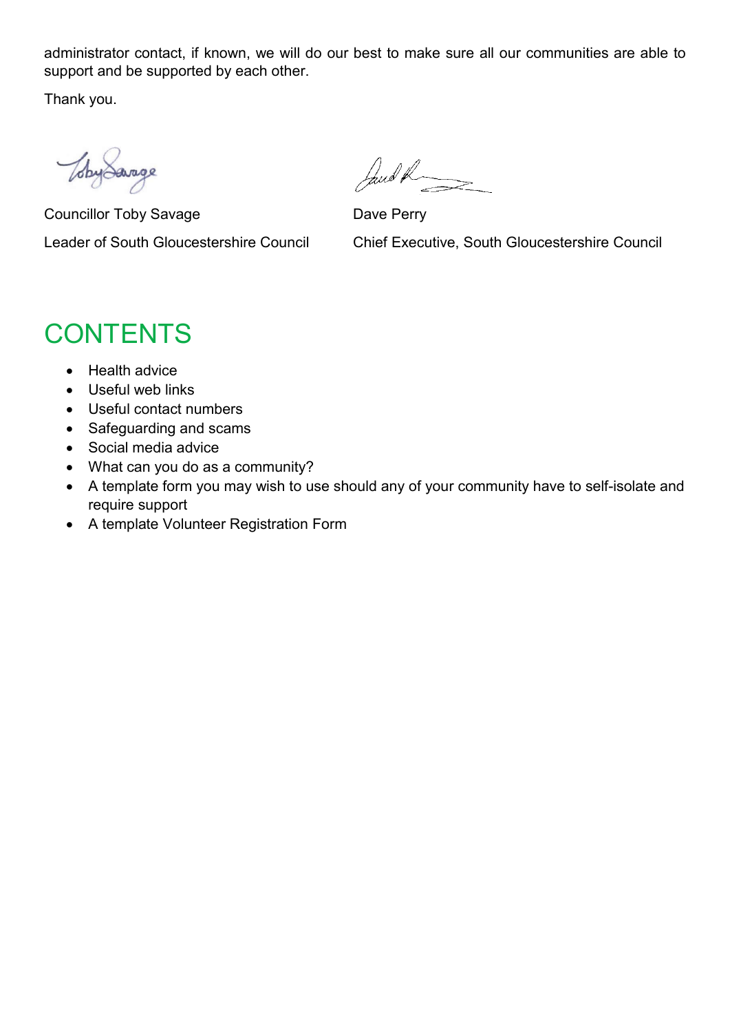administrator contact, if known, we will do our best to make sure all our communities are able to support and be supported by each other.

Thank you.

Councillor Toby Savage

Leader of South Gloucestershire Council

Dave Perry

Chief Executive, South Gloucestershire Council

# CONTENTS

- Health advice
- Useful web links
- Useful contact numbers
- Safeguarding and scams
- Social media advice
- What can you do as a community?
- A template form you may wish to use should any of your community have to self-isolate and require support
- A template Volunteer Registration Form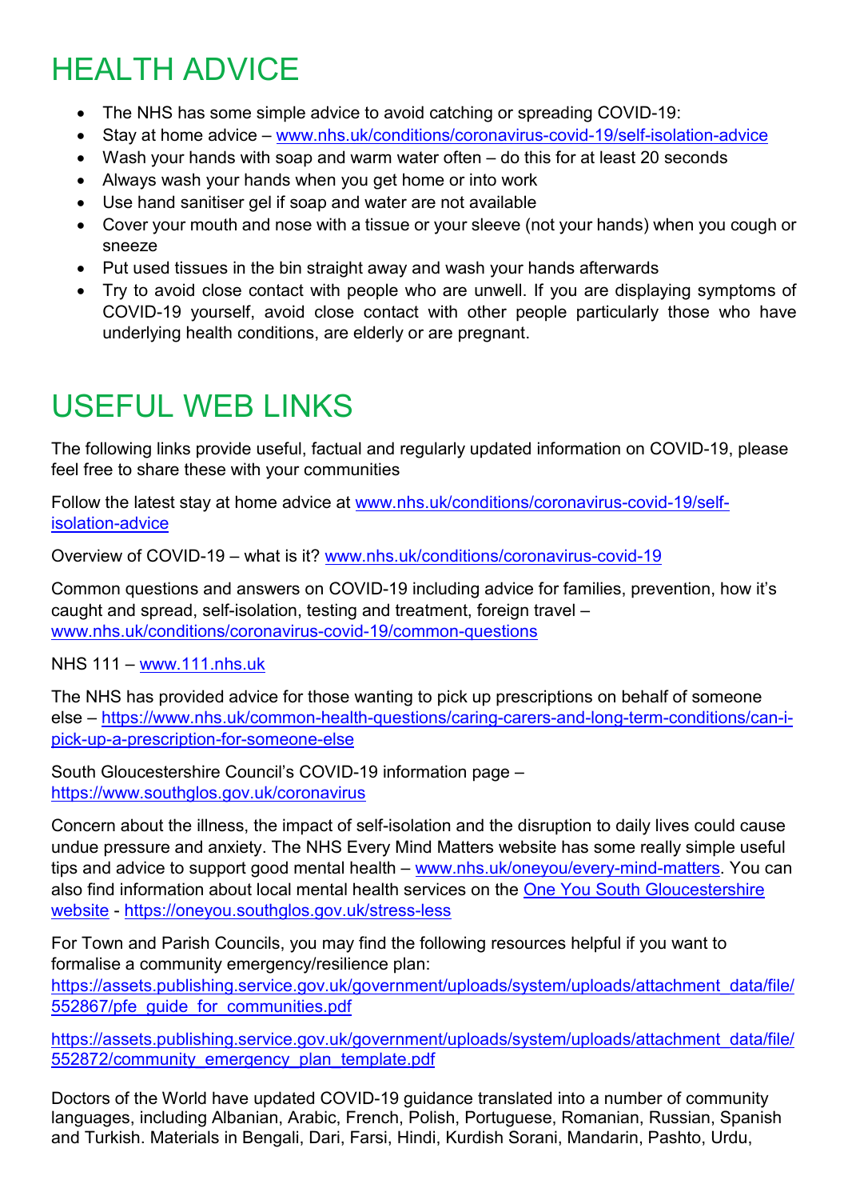# HEALTH ADVICE

- The NHS has some simple advice to avoid catching or spreading COVID-19:
- Stay at home advice – www.nhs.uk/conditions/coronavirus-covid-19/self-isolation-advice
- Wash your hands with soap and warm water often – do this for at least 20 seconds
- Always wash your hands when you get home or into work
- Use hand sanitiser gel if soap and water are not available
- Cover your mouth and nose with a tissue or your sleeve (not your hands) when you cough or sneeze
- Put used tissues in the bin straight away and wash your hands afterwards
- Try to avoid close contact with people who are unwell. If you are displaying symptoms of COVID-19 yourself, avoid close contact with other people particularly those who have underlying health conditions, are elderly or are pregnant.

# USEFUL WEB LINKS

The following links provide useful, factual and regularly updated information on COVID-19, please feel free to share these with your communities

Follow the latest stay at home advice at www.nhs.uk/conditions/coronavirus-covid-19/self-isolation-advice

Overview of COVID-19 – what is it? www.nhs.uk/conditions/coronavirus-covid-19

Common questions and answers on COVID-19 including advice for families, prevention, how it's caught and spread, self-isolation, testing and treatment, foreign travel – www.nhs.uk/conditions/coronavirus-covid-19/common-questions

NHS 111 – www.111.nhs.uk

The NHS has provided advice for those wanting to pick up prescriptions on behalf of someone else – https://www.nhs.uk/common-health-questions/caring-carers-and-long-term-conditions/can-i-pick-up-a-prescription-for-someone-else

South Gloucestershire Council's COVID-19 information page – https://www.southglos.gov.uk/coronavirus

Concern about the illness, the impact of self-isolation and the disruption to daily lives could cause undue pressure and anxiety. The NHS Every Mind Matters website has some really simple useful tips and advice to support good mental health – www.nhs.uk/oneyou/every-mind-matters. You can also find information about local mental health services on the One You South Gloucestershire website - https://oneyou.southglos.gov.uk/stress-less

For Town and Parish Councils, you may find the following resources helpful if you want to formalise a community emergency/resilience plan:
https://assets.publishing.service.gov.uk/government/uploads/system/uploads/attachment_data/file/552867/pfe_guide_for_communities.pdf

https://assets.publishing.service.gov.uk/government/uploads/system/uploads/attachment_data/file/552872/community_emergency_plan_template.pdf

Doctors of the World have updated COVID-19 guidance translated into a number of community languages, including Albanian, Arabic, French, Polish, Portuguese, Romanian, Russian, Spanish and Turkish. Materials in Bengali, Dari, Farsi, Hindi, Kurdish Sorani, Mandarin, Pashto, Urdu,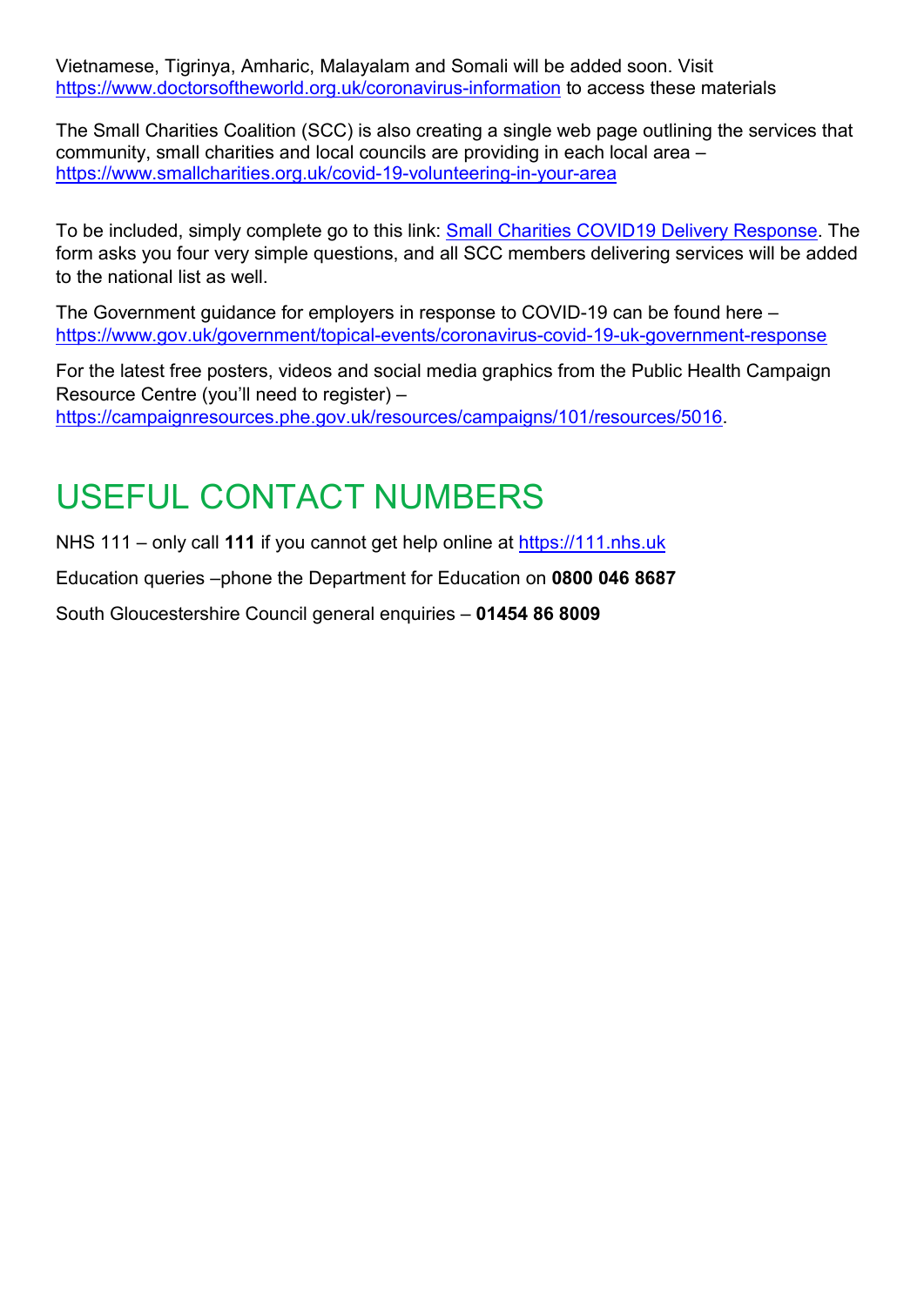Vietnamese, Tigrinya, Amharic, Malayalam and Somali will be added soon. Visit https://www.doctorsoftheworld.org.uk/coronavirus-information to access these materials

The Small Charities Coalition (SCC) is also creating a single web page outlining the services that community, small charities and local councils are providing in each local area – https://www.smallcharities.org.uk/covid-19-volunteering-in-your-area

To be included, simply complete go to this link: [Small Charities COVID19 Delivery Response](). The form asks you four very simple questions, and all SCC members delivering services will be added to the national list as well.

The Government guidance for employers in response to COVID-19 can be found here – https://www.gov.uk/government/topical-events/coronavirus-covid-19-uk-government-response

For the latest free posters, videos and social media graphics from the Public Health Campaign Resource Centre (you'll need to register) – https://campaignresources.phe.gov.uk/resources/campaigns/101/resources/5016.

# USEFUL CONTACT NUMBERS

NHS 111 – only call **111** if you cannot get help online at https://111.nhs.uk

Education queries –phone the Department for Education on **0800 046 8687**

South Gloucestershire Council general enquiries – **01454 86 8009**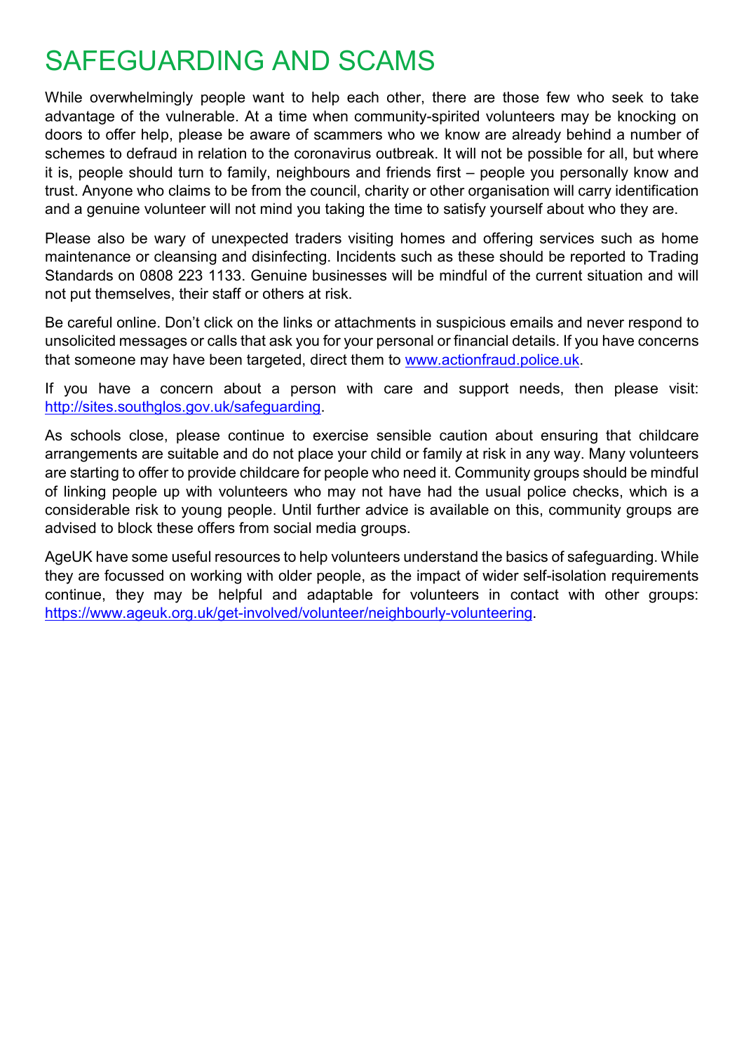# SAFEGUARDING AND SCAMS

While overwhelmingly people want to help each other, there are those few who seek to take advantage of the vulnerable. At a time when community-spirited volunteers may be knocking on doors to offer help, please be aware of scammers who we know are already behind a number of schemes to defraud in relation to the coronavirus outbreak. It will not be possible for all, but where it is, people should turn to family, neighbours and friends first – people you personally know and trust. Anyone who claims to be from the council, charity or other organisation will carry identification and a genuine volunteer will not mind you taking the time to satisfy yourself about who they are.

Please also be wary of unexpected traders visiting homes and offering services such as home maintenance or cleansing and disinfecting. Incidents such as these should be reported to Trading Standards on 0808 223 1133. Genuine businesses will be mindful of the current situation and will not put themselves, their staff or others at risk.

Be careful online. Don't click on the links or attachments in suspicious emails and never respond to unsolicited messages or calls that ask you for your personal or financial details. If you have concerns that someone may have been targeted, direct them to [www.actionfraud.police.uk](http://www.actionfraud.police.uk).

If you have a concern about a person with care and support needs, then please visit: [http://sites.southglos.gov.uk/safeguarding](http://sites.southglos.gov.uk/safeguarding).

As schools close, please continue to exercise sensible caution about ensuring that childcare arrangements are suitable and do not place your child or family at risk in any way. Many volunteers are starting to offer to provide childcare for people who need it. Community groups should be mindful of linking people up with volunteers who may not have had the usual police checks, which is a considerable risk to young people. Until further advice is available on this, community groups are advised to block these offers from social media groups.

AgeUK have some useful resources to help volunteers understand the basics of safeguarding. While they are focussed on working with older people, as the impact of wider self-isolation requirements continue, they may be helpful and adaptable for volunteers in contact with other groups: [https://www.ageuk.org.uk/get-involved/volunteer/neighbourly-volunteering](https://www.ageuk.org.uk/get-involved/volunteer/neighbourly-volunteering).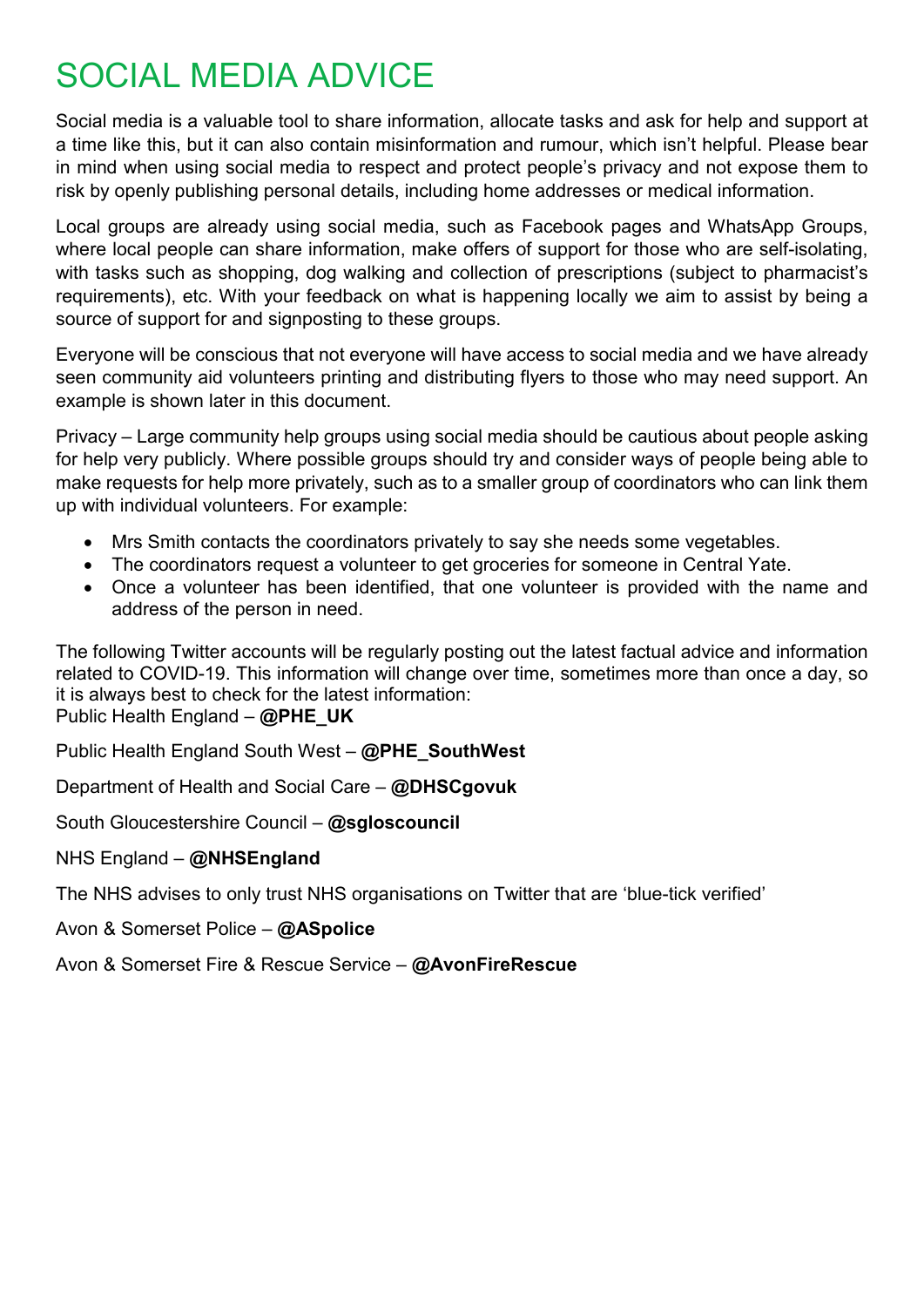# SOCIAL MEDIA ADVICE

Social media is a valuable tool to share information, allocate tasks and ask for help and support at a time like this, but it can also contain misinformation and rumour, which isn't helpful. Please bear in mind when using social media to respect and protect people's privacy and not expose them to risk by openly publishing personal details, including home addresses or medical information.

Local groups are already using social media, such as Facebook pages and WhatsApp Groups, where local people can share information, make offers of support for those who are self-isolating, with tasks such as shopping, dog walking and collection of prescriptions (subject to pharmacist's requirements), etc. With your feedback on what is happening locally we aim to assist by being a source of support for and signposting to these groups.

Everyone will be conscious that not everyone will have access to social media and we have already seen community aid volunteers printing and distributing flyers to those who may need support. An example is shown later in this document.

Privacy – Large community help groups using social media should be cautious about people asking for help very publicly. Where possible groups should try and consider ways of people being able to make requests for help more privately, such as to a smaller group of coordinators who can link them up with individual volunteers. For example:

- Mrs Smith contacts the coordinators privately to say she needs some vegetables.
- The coordinators request a volunteer to get groceries for someone in Central Yate.
- Once a volunteer has been identified, that one volunteer is provided with the name and address of the person in need.

The following Twitter accounts will be regularly posting out the latest factual advice and information related to COVID-19. This information will change over time, sometimes more than once a day, so it is always best to check for the latest information:
Public Health England – **@PHE_UK**

Public Health England South West – **@PHE_SouthWest**

Department of Health and Social Care – **@DHSCgovuk**

South Gloucestershire Council – **@sgloscouncil**

NHS England – **@NHSEngland**

The NHS advises to only trust NHS organisations on Twitter that are 'blue-tick verified'

Avon & Somerset Police – **@ASpolice**

Avon & Somerset Fire & Rescue Service – **@AvonFireRescue**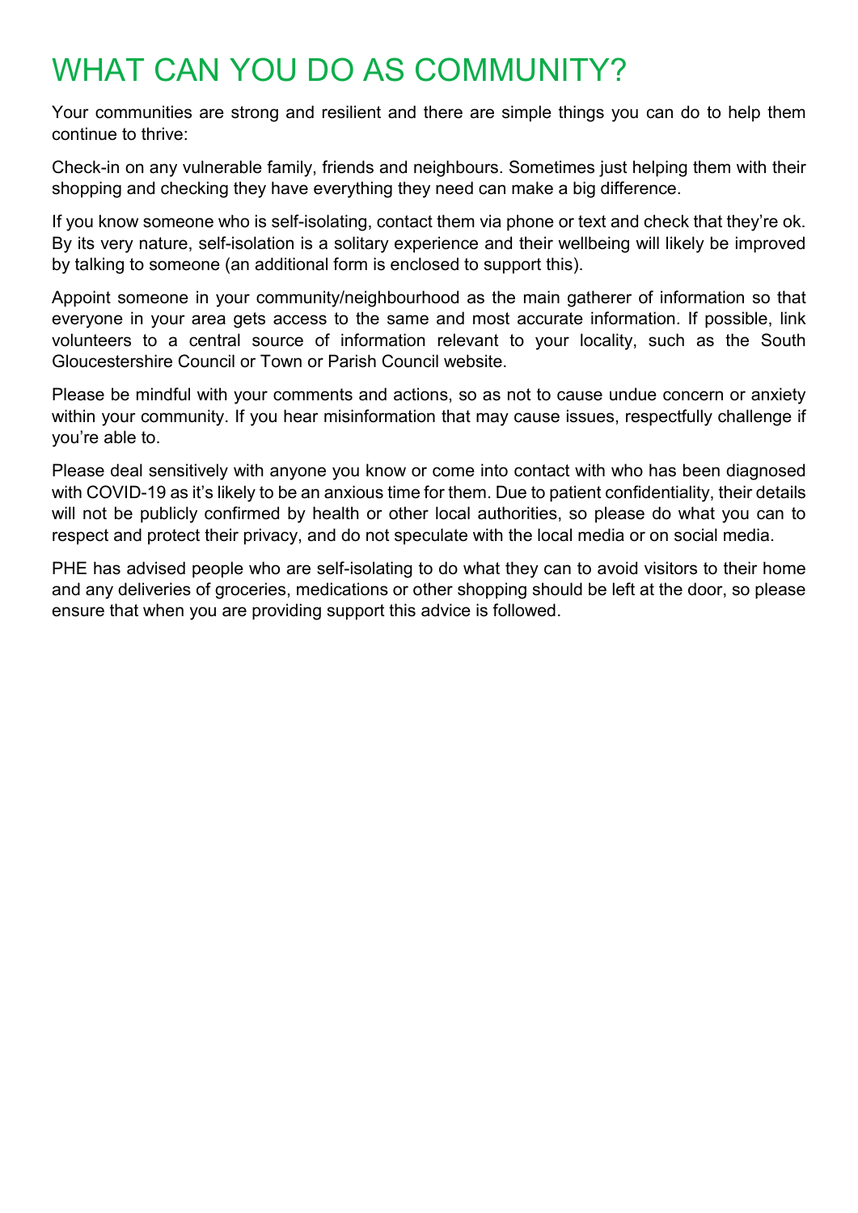# WHAT CAN YOU DO AS COMMUNITY?

Your communities are strong and resilient and there are simple things you can do to help them continue to thrive:

Check-in on any vulnerable family, friends and neighbours. Sometimes just helping them with their shopping and checking they have everything they need can make a big difference.

If you know someone who is self-isolating, contact them via phone or text and check that they're ok. By its very nature, self-isolation is a solitary experience and their wellbeing will likely be improved by talking to someone (an additional form is enclosed to support this).

Appoint someone in your community/neighbourhood as the main gatherer of information so that everyone in your area gets access to the same and most accurate information. If possible, link volunteers to a central source of information relevant to your locality, such as the South Gloucestershire Council or Town or Parish Council website.

Please be mindful with your comments and actions, so as not to cause undue concern or anxiety within your community. If you hear misinformation that may cause issues, respectfully challenge if you're able to.

Please deal sensitively with anyone you know or come into contact with who has been diagnosed with COVID-19 as it's likely to be an anxious time for them. Due to patient confidentiality, their details will not be publicly confirmed by health or other local authorities, so please do what you can to respect and protect their privacy, and do not speculate with the local media or on social media.

PHE has advised people who are self-isolating to do what they can to avoid visitors to their home and any deliveries of groceries, medications or other shopping should be left at the door, so please ensure that when you are providing support this advice is followed.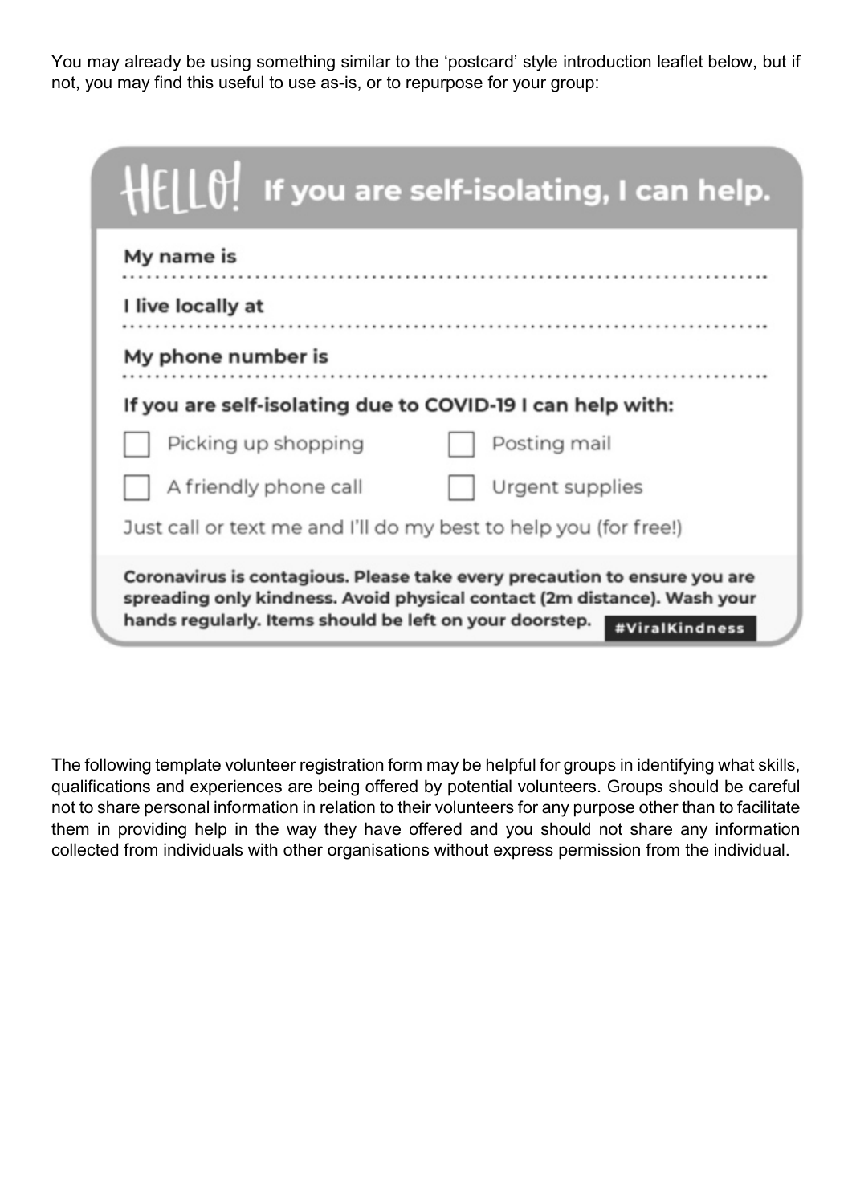You may already be using something similar to the 'postcard' style introduction leaflet below, but if not, you may find this useful to use as-is, or to repurpose for your group:

## HELLO! If you are self-isolating, I can help.

**My name is** ..........................................................................

**I live locally at** ..........................................................................

**My phone number is** ..........................................................................

**If you are self-isolating due to COVID-19 I can help with:**

- [ ] Picking up shopping
- [ ] Posting mail
- [ ] A friendly phone call
- [ ] Urgent supplies

Just call or text me and I'll do my best to help you (for free!)

**Coronavirus is contagious. Please take every precaution to ensure you are spreading only kindness. Avoid physical contact (2m distance). Wash your hands regularly. Items should be left on your doorstep.** **#ViralKindness**

The following template volunteer registration form may be helpful for groups in identifying what skills, qualifications and experiences are being offered by potential volunteers. Groups should be careful not to share personal information in relation to their volunteers for any purpose other than to facilitate them in providing help in the way they have offered and you should not share any information collected from individuals with other organisations without express permission from the individual.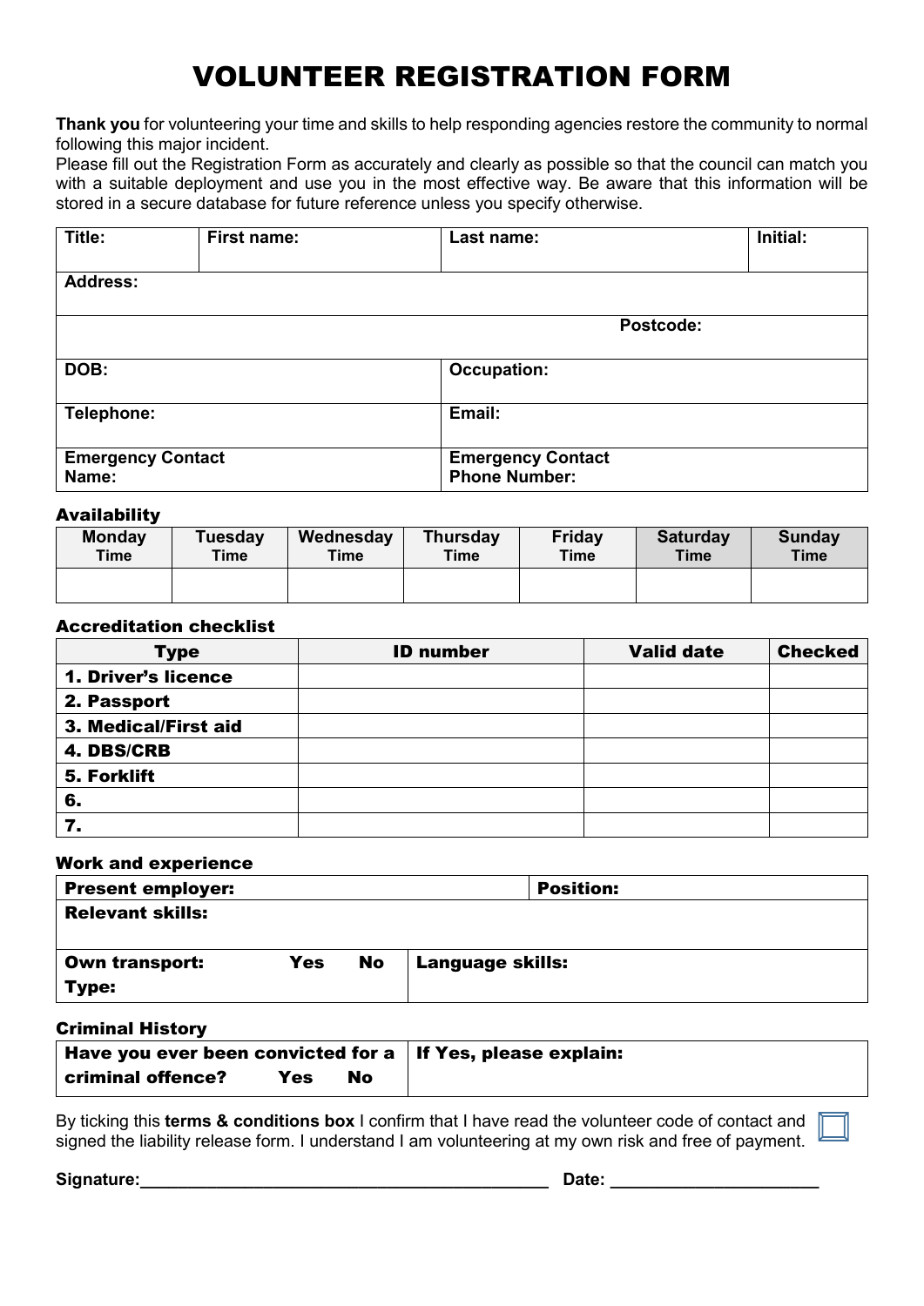# VOLUNTEER REGISTRATION FORM

**Thank you** for volunteering your time and skills to help responding agencies restore the community to normal following this major incident.
Please fill out the Registration Form as accurately and clearly as possible so that the council can match you with a suitable deployment and use you in the most effective way. Be aware that this information will be stored in a secure database for future reference unless you specify otherwise.

| | | | |
|---|---|---|---|
| **Title:** | **First name:** | **Last name:** | **Initial:** |
| **Address:** | | | |
| | | **Postcode:** | |
| **DOB:** | | **Occupation:** | |
| **Telephone:** | | **Email:** | |
| **Emergency Contact Name:** | | **Emergency Contact Phone Number:** | |

### Availability

| Monday Time | Tuesday Time | Wednesday Time | Thursday Time | Friday Time | Saturday Time | Sunday Time |
|---|---|---|---|---|---|---|
| | | | | | | |

### Accreditation checklist

| Type | ID number | Valid date | Checked |
|---|---|---|---|
| **1. Driver's licence** | | | |
| **2. Passport** | | | |
| **3. Medical/First aid** | | | |
| **4. DBS/CRB** | | | |
| **5. Forklift** | | | |
| **6.** | | | |
| **7.** | | | |

### Work and experience

| | |
|---|---|
| **Present employer:** | **Position:** |
| **Relevant skills:** | |
| **Own transport:** Yes No<br>**Type:** | **Language skills:** |

### Criminal History

| | |
|---|---|
| **Have you ever been convicted for a criminal offence?** Yes No | **If Yes, please explain:** |

By ticking this **terms & conditions box** I confirm that I have read the volunteer code of contact and signed the liability release form. I understand I am volunteering at my own risk and free of payment. ☐

**Signature:**_____________________________________________ **Date:** ______________________